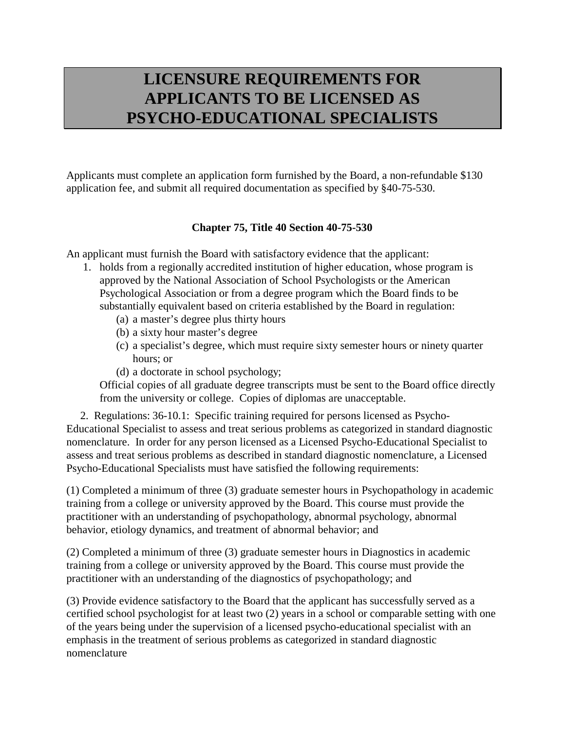# LICENSURE REQUIREMENTS FOR APPLICANTS TO BE LICENSED AS PSYCHO-EDUCATIONAL SPECIALISTS

Applicants must complete an application form furnished by the Board, a non-refundable $130 application fee, and submit all required documentation as specified by §40-75-530.

**Chapter 75, Title 40 Section 40-75-530**

An applicant must furnish the Board with satisfactory evidence that the applicant:

1. holds from a regionally accredited institution of higher education, whose program is approved by the National Association of School Psychologists or the American Psychological Association or from a degree program which the Board finds to be substantially equivalent based on criteria established by the Board in regulation:
   (a) a master's degree plus thirty hours
   (b) a sixty hour master's degree
   (c) a specialist's degree, which must require sixty semester hours or ninety quarter hours; or
   (d) a doctorate in school psychology;

   Official copies of all graduate degree transcripts must be sent to the Board office directly from the university or college. Copies of diplomas are unacceptable.

2. Regulations: 36-10.1: Specific training required for persons licensed as Psycho-Educational Specialist to assess and treat serious problems as categorized in standard diagnostic nomenclature. In order for any person licensed as a Licensed Psycho-Educational Specialist to assess and treat serious problems as described in standard diagnostic nomenclature, a Licensed Psycho-Educational Specialists must have satisfied the following requirements:

(1) Completed a minimum of three (3) graduate semester hours in Psychopathology in academic training from a college or university approved by the Board. This course must provide the practitioner with an understanding of psychopathology, abnormal psychology, abnormal behavior, etiology dynamics, and treatment of abnormal behavior; and

(2) Completed a minimum of three (3) graduate semester hours in Diagnostics in academic training from a college or university approved by the Board. This course must provide the practitioner with an understanding of the diagnostics of psychopathology; and

(3) Provide evidence satisfactory to the Board that the applicant has successfully served as a certified school psychologist for at least two (2) years in a school or comparable setting with one of the years being under the supervision of a licensed psycho-educational specialist with an emphasis in the treatment of serious problems as categorized in standard diagnostic nomenclature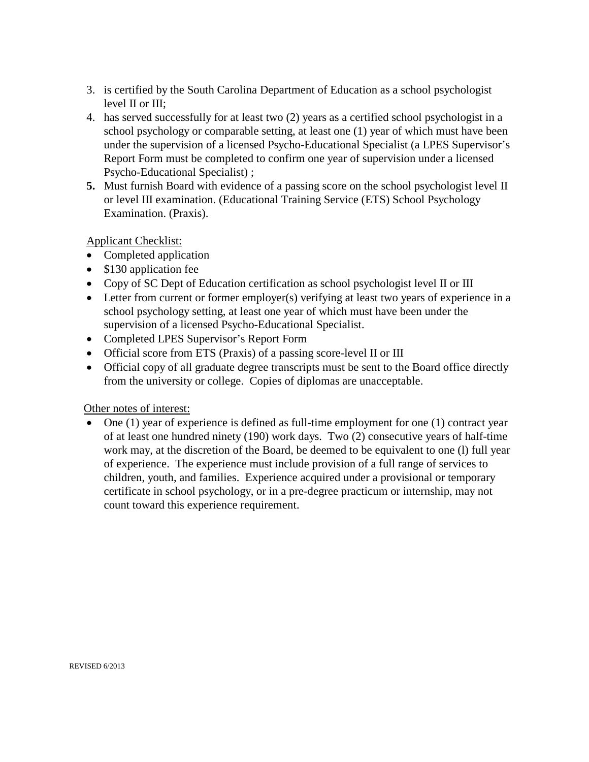3. is certified by the South Carolina Department of Education as a school psychologist level II or III;
4. has served successfully for at least two (2) years as a certified school psychologist in a school psychology or comparable setting, at least one (1) year of which must have been under the supervision of a licensed Psycho-Educational Specialist (a LPES Supervisor's Report Form must be completed to confirm one year of supervision under a licensed Psycho-Educational Specialist) ;
5. Must furnish Board with evidence of a passing score on the school psychologist level II or level III examination. (Educational Training Service (ETS) School Psychology Examination. (Praxis).

Applicant Checklist:

- Completed application
- $130 application fee
- Copy of SC Dept of Education certification as school psychologist level II or III
- Letter from current or former employer(s) verifying at least two years of experience in a school psychology setting, at least one year of which must have been under the supervision of a licensed Psycho-Educational Specialist.
- Completed LPES Supervisor's Report Form
- Official score from ETS (Praxis) of a passing score-level II or III
- Official copy of all graduate degree transcripts must be sent to the Board office directly from the university or college. Copies of diplomas are unacceptable.

Other notes of interest:

- One (1) year of experience is defined as full-time employment for one (1) contract year of at least one hundred ninety (190) work days. Two (2) consecutive years of half-time work may, at the discretion of the Board, be deemed to be equivalent to one (l) full year of experience. The experience must include provision of a full range of services to children, youth, and families. Experience acquired under a provisional or temporary certificate in school psychology, or in a pre-degree practicum or internship, may not count toward this experience requirement.

REVISED 6/2013